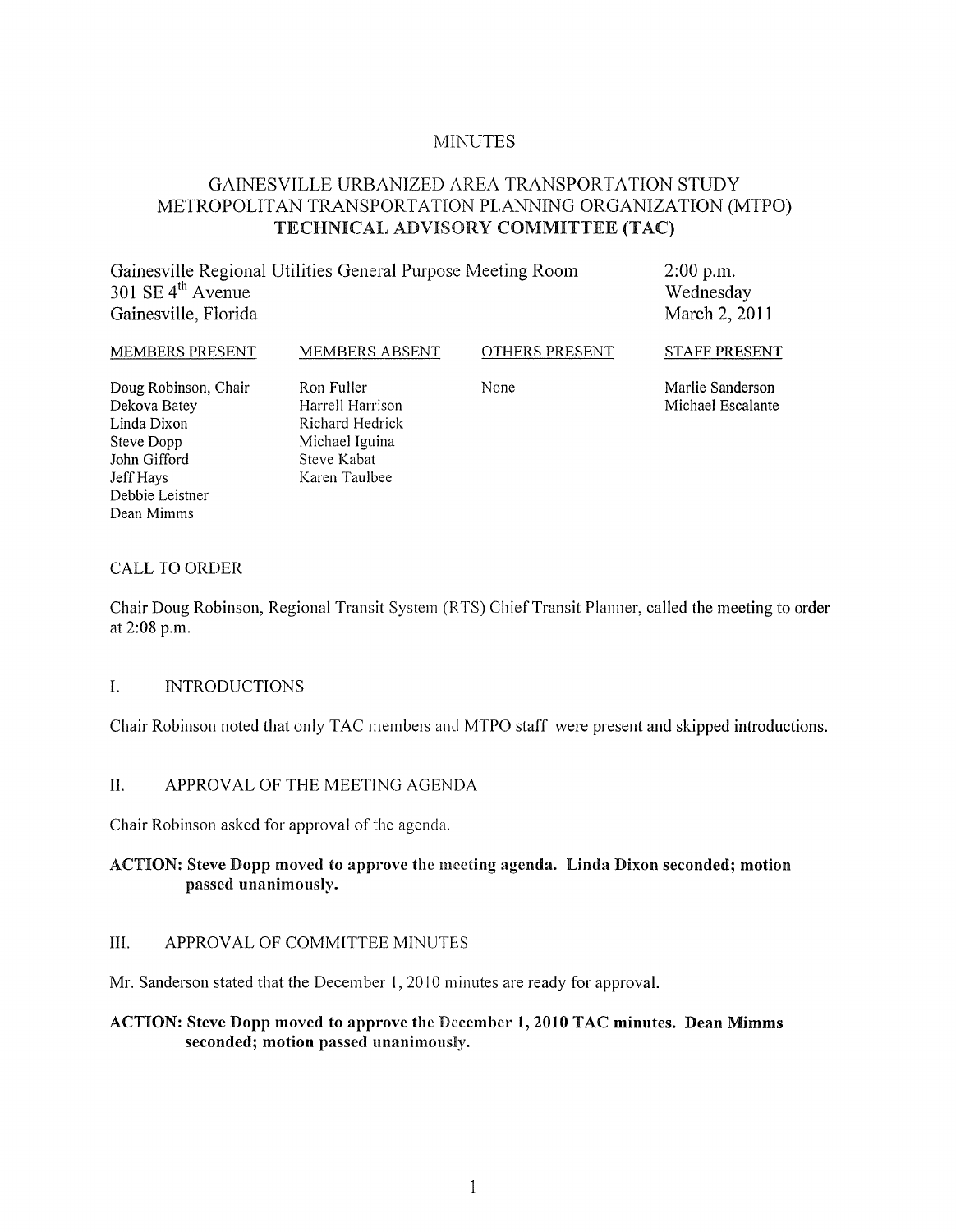MINUTES

# GAINESVILLE URBANIZED AREA TRANSPORTATION STUDY
# METROPOLITAN TRANSPORTATION PLANNING ORGANIZATION (MTPO)
# TECHNICAL ADVISORY COMMITTEE (TAC)

Gainesville Regional Utilities General Purpose Meeting Room
301 SE 4th Avenue
Gainesville, Florida

2:00 p.m.
Wednesday
March 2, 2011

| MEMBERS PRESENT | MEMBERS ABSENT | OTHERS PRESENT | STAFF PRESENT |
|---|---|---|---|
| Doug Robinson, Chair | Ron Fuller | None | Marlie Sanderson |
| Dekova Batey | Harrell Harrison | | Michael Escalante |
| Linda Dixon | Richard Hedrick | | |
| Steve Dopp | Michael Iguina | | |
| John Gifford | Steve Kabat | | |
| Jeff Hays | Karen Taulbee | | |
| Debbie Leistner | | | |
| Dean Mimms | | | |

## CALL TO ORDER

Chair Doug Robinson, Regional Transit System (RTS) Chief Transit Planner, called the meeting to order at 2:08 p.m.

## I. INTRODUCTIONS

Chair Robinson noted that only TAC members and MTPO staff were present and skipped introductions.

## II. APPROVAL OF THE MEETING AGENDA

Chair Robinson asked for approval of the agenda.

**ACTION: Steve Dopp moved to approve the meeting agenda. Linda Dixon seconded; motion passed unanimously.**

## III. APPROVAL OF COMMITTEE MINUTES

Mr. Sanderson stated that the December 1, 2010 minutes are ready for approval.

**ACTION: Steve Dopp moved to approve the December 1, 2010 TAC minutes. Dean Mimms seconded; motion passed unanimously.**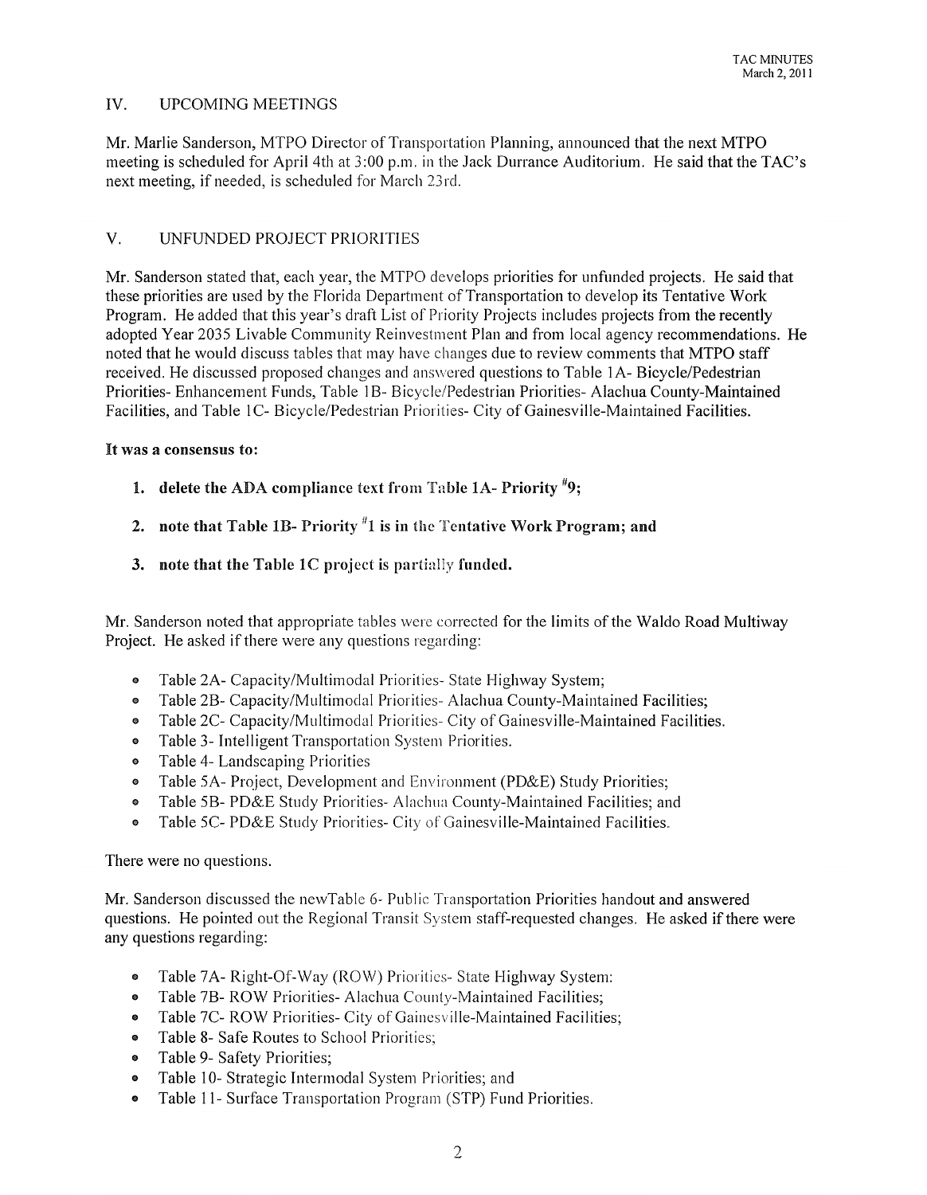## IV. UPCOMING MEETINGS

Mr. Marlie Sanderson, MTPO Director of Transportation Planning, announced that the next MTPO meeting is scheduled for April 4th at 3:00 p.m. in the Jack Durrance Auditorium. He said that the TAC's next meeting, if needed, is scheduled for March 23rd.

## V. UNFUNDED PROJECT PRIORITIES

Mr. Sanderson stated that, each year, the MTPO develops priorities for unfunded projects. He said that these priorities are used by the Florida Department of Transportation to develop its Tentative Work Program. He added that this year's draft List of Priority Projects includes projects from the recently adopted Year 2035 Livable Community Reinvestment Plan and from local agency recommendations. He noted that he would discuss tables that may have changes due to review comments that MTPO staff received. He discussed proposed changes and answered questions to Table 1A- Bicycle/Pedestrian Priorities- Enhancement Funds, Table 1B- Bicycle/Pedestrian Priorities- Alachua County-Maintained Facilities, and Table 1C- Bicycle/Pedestrian Priorities- City of Gainesville-Maintained Facilities.

**It was a consensus to:**

1. **delete the ADA compliance text from Table 1A- Priority #9;**
2. **note that Table 1B- Priority #1 is in the Tentative Work Program; and**
3. **note that the Table 1C project is partially funded.**

Mr. Sanderson noted that appropriate tables were corrected for the limits of the Waldo Road Multiway Project. He asked if there were any questions regarding:

- Table 2A- Capacity/Multimodal Priorities- State Highway System;
- Table 2B- Capacity/Multimodal Priorities- Alachua County-Maintained Facilities;
- Table 2C- Capacity/Multimodal Priorities- City of Gainesville-Maintained Facilities.
- Table 3- Intelligent Transportation System Priorities.
- Table 4- Landscaping Priorities
- Table 5A- Project, Development and Environment (PD&E) Study Priorities;
- Table 5B- PD&E Study Priorities- Alachua County-Maintained Facilities; and
- Table 5C- PD&E Study Priorities- City of Gainesville-Maintained Facilities.

There were no questions.

Mr. Sanderson discussed the newTable 6- Public Transportation Priorities handout and answered questions. He pointed out the Regional Transit System staff-requested changes. He asked if there were any questions regarding:

- Table 7A- Right-Of-Way (ROW) Priorities- State Highway System:
- Table 7B- ROW Priorities- Alachua County-Maintained Facilities;
- Table 7C- ROW Priorities- City of Gainesville-Maintained Facilities;
- Table 8- Safe Routes to School Priorities;
- Table 9- Safety Priorities;
- Table 10- Strategic Intermodal System Priorities; and
- Table 11- Surface Transportation Program (STP) Fund Priorities.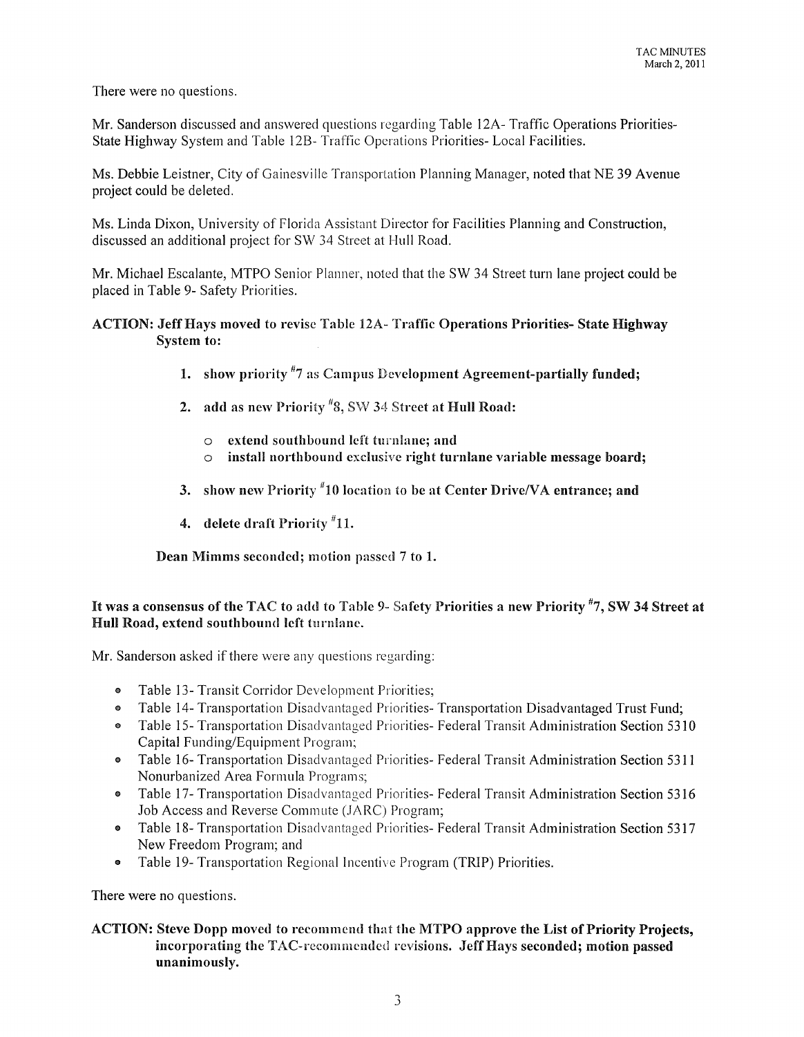There were no questions.

Mr. Sanderson discussed and answered questions regarding Table 12A- Traffic Operations Priorities- State Highway System and Table 12B- Traffic Operations Priorities- Local Facilities.

Ms. Debbie Leistner, City of Gainesville Transportation Planning Manager, noted that NE 39 Avenue project could be deleted.

Ms. Linda Dixon, University of Florida Assistant Director for Facilities Planning and Construction, discussed an additional project for SW 34 Street at Hull Road.

Mr. Michael Escalante, MTPO Senior Planner, noted that the SW 34 Street turn lane project could be placed in Table 9- Safety Priorities.

**ACTION: Jeff Hays moved to revise Table 12A- Traffic Operations Priorities- State Highway System to:**

1. **show priority #7 as Campus Development Agreement-partially funded;**
2. **add as new Priority #8, SW 34 Street at Hull Road:**
    - **extend southbound left turnlane; and**
    - **install northbound exclusive right turnlane variable message board;**
3. **show new Priority #10 location to be at Center Drive/VA entrance; and**
4. **delete draft Priority #11.**

**Dean Mimms seconded; motion passed 7 to 1.**

**It was a consensus of the TAC to add to Table 9- Safety Priorities a new Priority #7, SW 34 Street at Hull Road, extend southbound left turnlane.**

Mr. Sanderson asked if there were any questions regarding:

- Table 13- Transit Corridor Development Priorities;
- Table 14- Transportation Disadvantaged Priorities- Transportation Disadvantaged Trust Fund;
- Table 15- Transportation Disadvantaged Priorities- Federal Transit Administration Section 5310 Capital Funding/Equipment Program;
- Table 16- Transportation Disadvantaged Priorities- Federal Transit Administration Section 5311 Nonurbanized Area Formula Programs;
- Table 17- Transportation Disadvantaged Priorities- Federal Transit Administration Section 5316 Job Access and Reverse Commute (JARC) Program;
- Table 18- Transportation Disadvantaged Priorities- Federal Transit Administration Section 5317 New Freedom Program; and
- Table 19- Transportation Regional Incentive Program (TRIP) Priorities.

There were no questions.

**ACTION: Steve Dopp moved to recommend that the MTPO approve the List of Priority Projects, incorporating the TAC-recommended revisions. Jeff Hays seconded; motion passed unanimously.**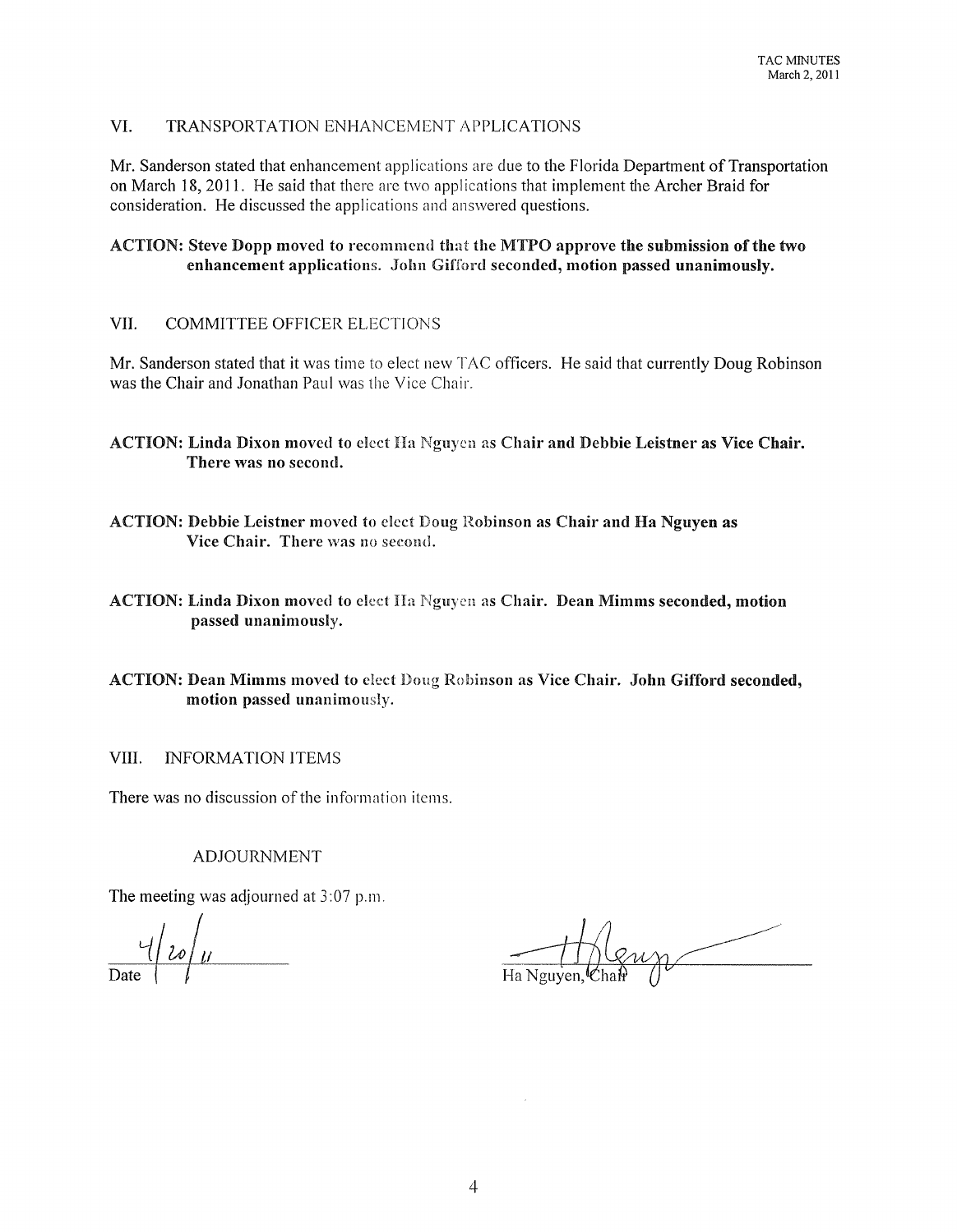## VI. TRANSPORTATION ENHANCEMENT APPLICATIONS

Mr. Sanderson stated that enhancement applications are due to the Florida Department of Transportation on March 18, 2011. He said that there are two applications that implement the Archer Braid for consideration. He discussed the applications and answered questions.

**ACTION: Steve Dopp moved to recommend that the MTPO approve the submission of the two enhancement applications. John Gifford seconded, motion passed unanimously.**

## VII. COMMITTEE OFFICER ELECTIONS

Mr. Sanderson stated that it was time to elect new TAC officers. He said that currently Doug Robinson was the Chair and Jonathan Paul was the Vice Chair.

**ACTION: Linda Dixon moved to elect Ha Nguyen as Chair and Debbie Leistner as Vice Chair. There was no second.**

**ACTION: Debbie Leistner moved to elect Doug Robinson as Chair and Ha Nguyen as Vice Chair. There was no second.**

**ACTION: Linda Dixon moved to elect Ha Nguyen as Chair. Dean Mimms seconded, motion passed unanimously.**

**ACTION: Dean Mimms moved to elect Doug Robinson as Vice Chair. John Gifford seconded, motion passed unanimously.**

## VIII. INFORMATION ITEMS

There was no discussion of the information items.

### ADJOURNMENT

The meeting was adjourned at 3:07 p.m.

4/20/11
Date

Ha Nguyen, Chair